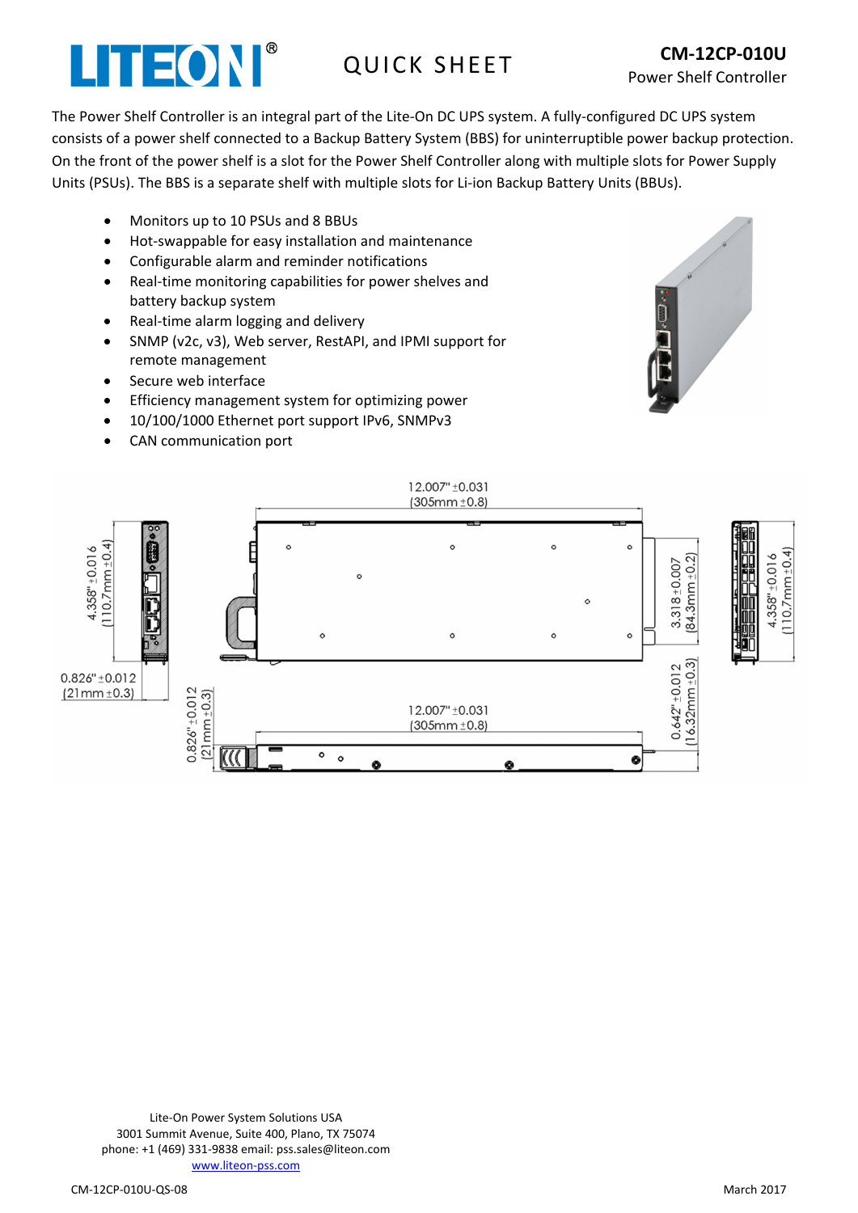# LITEON® QUICK SHEET

## CM-12CP-010U
Power Shelf Controller

The Power Shelf Controller is an integral part of the Lite-On DC UPS system. A fully-configured DC UPS system consists of a power shelf connected to a Backup Battery System (BBS) for uninterruptible power backup protection. On the front of the power shelf is a slot for the Power Shelf Controller along with multiple slots for Power Supply Units (PSUs). The BBS is a separate shelf with multiple slots for Li-ion Backup Battery Units (BBUs).

- Monitors up to 10 PSUs and 8 BBUs
- Hot-swappable for easy installation and maintenance
- Configurable alarm and reminder notifications
- Real-time monitoring capabilities for power shelves and battery backup system
- Real-time alarm logging and delivery
- SNMP (v2c, v3), Web server, RestAPI, and IPMI support for remote management
- Secure web interface
- Efficiency management system for optimizing power
- 10/100/1000 Ethernet port support IPv6, SNMPv3
- CAN communication port

12.007" ±0.031 (305mm ±0.8)

4.358" ±0.016 (110.7mm ±0.4)

0.826" ±0.012 (21mm ±0.3)

3.318 ±0.007 (84.3mm ±0.2)

4.358" ±0.016 (110.7mm ±0.4)

0.826" ±0.012 (21mm ±0.3)

12.007" ±0.031 (305mm ±0.8)

0.642" ±0.012 (16.32mm ±0.3)

Lite-On Power System Solutions USA
3001 Summit Avenue, Suite 400, Plano, TX 75074
phone: +1 (469) 331-9838 email: pss.sales@liteon.com
www.liteon-pss.com

CM-12CP-010U-QS-08 March 2017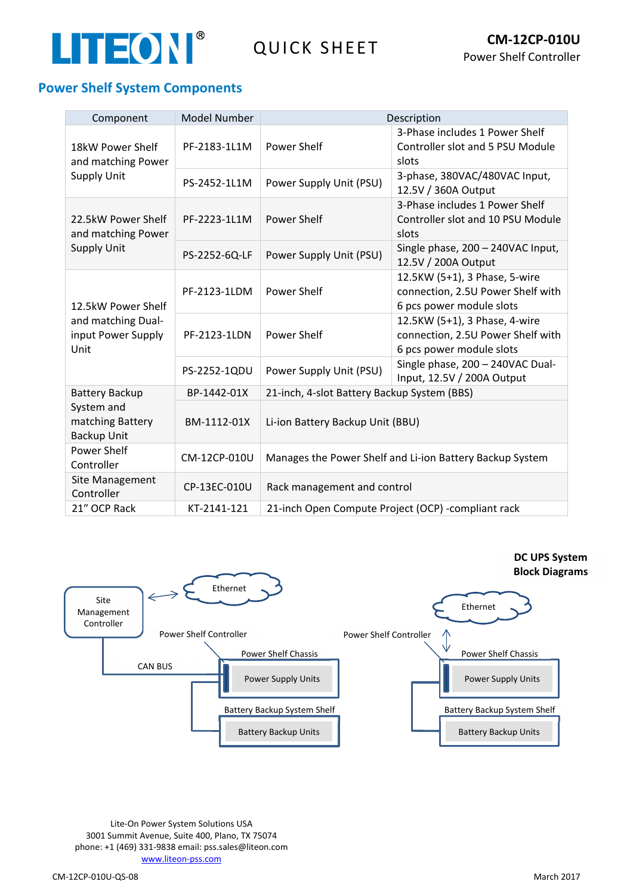## Power Shelf System Components

| Component | Model Number | Description | |
|---|---|---|---|
| 18kW Power Shelf and matching Power Supply Unit | PF-2183-1L1M | Power Shelf | 3-Phase includes 1 Power Shelf Controller slot and 5 PSU Module slots |
| | PS-2452-1L1M | Power Supply Unit (PSU) | 3-phase, 380VAC/480VAC Input, 12.5V / 360A Output |
| 22.5kW Power Shelf and matching Power Supply Unit | PF-2223-1L1M | Power Shelf | 3-Phase includes 1 Power Shelf Controller slot and 10 PSU Module slots |
| | PS-2252-6Q-LF | Power Supply Unit (PSU) | Single phase, 200 – 240VAC Input, 12.5V / 200A Output |
| 12.5kW Power Shelf and matching Dual-input Power Supply Unit | PF-2123-1LDM | Power Shelf | 12.5KW (5+1), 3 Phase, 5-wire connection, 2.5U Power Shelf with 6 pcs power module slots |
| | PF-2123-1LDN | Power Shelf | 12.5KW (5+1), 3 Phase, 4-wire connection, 2.5U Power Shelf with 6 pcs power module slots |
| | PS-2252-1QDU | Power Supply Unit (PSU) | Single phase, 200 – 240VAC Dual-Input, 12.5V / 200A Output |
| Battery Backup System and matching Battery Backup Unit | BP-1442-01X | 21-inch, 4-slot Battery Backup System (BBS) | |
| | BM-1112-01X | Li-ion Battery Backup Unit (BBU) | |
| Power Shelf Controller | CM-12CP-010U | Manages the Power Shelf and Li-ion Battery Backup System | |
| Site Management Controller | CP-13EC-010U | Rack management and control | |
| 21" OCP Rack | KT-2141-121 | 21-inch Open Compute Project (OCP) -compliant rack | |

**DC UPS System Block Diagrams**

Site Management Controller

Ethernet

Power Shelf Controller

CAN BUS

Power Shelf Chassis

Power Supply Units

Battery Backup System Shelf

Battery Backup Units

Ethernet

Power Shelf Controller

Power Shelf Chassis

Power Supply Units

Battery Backup System Shelf

Battery Backup Units

Lite-On Power System Solutions USA
3001 Summit Avenue, Suite 400, Plano, TX 75074
phone: +1 (469) 331-9838 email: pss.sales@liteon.com
www.liteon-pss.com

CM-12CP-010U-QS-08

March 2017